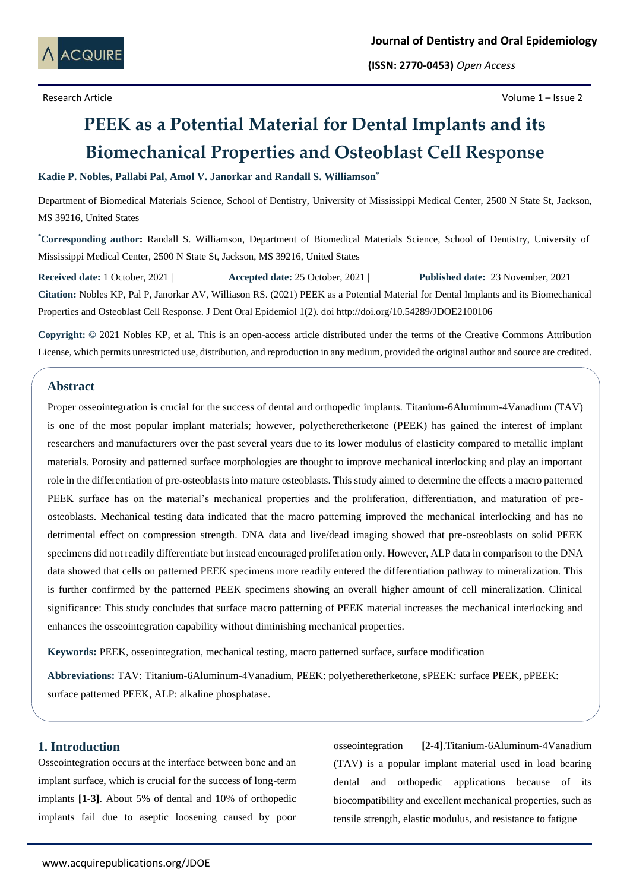Research Article

# PEEK as a Potential Material for Dental Implants and its Biomechanical Properties and Osteoblast Cell Response

**Kadie P. Nobles, Pallabi Pal, Amol V. Janorkar and Randall S. Williamson[*]**

Department of Biomedical Materials Science, School of Dentistry, University of Mississippi Medical Center, 2500 N State St, Jackson, MS 39216, United States

**[*]Corresponding author:** Randall S. Williamson, Department of Biomedical Materials Science, School of Dentistry, University of Mississippi Medical Center, 2500 N State St, Jackson, MS 39216, United States

**Received date:** 1 October, 2021 | **Accepted date:** 25 October, 2021 | **Published date:** 23 November, 2021

**Citation:** Nobles KP, Pal P, Janorkar AV, Williason RS. (2021) PEEK as a Potential Material for Dental Implants and its Biomechanical Properties and Osteoblast Cell Response. J Dent Oral Epidemiol 1(2). doi http://doi.org/10.54289/JDOE2100106

**Copyright:** © 2021 Nobles KP, et al. This is an open-access article distributed under the terms of the Creative Commons Attribution License, which permits unrestricted use, distribution, and reproduction in any medium, provided the original author and source are credited.

## Abstract

Proper osseointegration is crucial for the success of dental and orthopedic implants. Titanium-6Aluminum-4Vanadium (TAV) is one of the most popular implant materials; however, polyetheretherketone (PEEK) has gained the interest of implant researchers and manufacturers over the past several years due to its lower modulus of elasticity compared to metallic implant materials. Porosity and patterned surface morphologies are thought to improve mechanical interlocking and play an important role in the differentiation of pre-osteoblasts into mature osteoblasts. This study aimed to determine the effects a macro patterned PEEK surface has on the material's mechanical properties and the proliferation, differentiation, and maturation of pre-osteoblasts. Mechanical testing data indicated that the macro patterning improved the mechanical interlocking and has no detrimental effect on compression strength. DNA data and live/dead imaging showed that pre-osteoblasts on solid PEEK specimens did not readily differentiate but instead encouraged proliferation only. However, ALP data in comparison to the DNA data showed that cells on patterned PEEK specimens more readily entered the differentiation pathway to mineralization. This is further confirmed by the patterned PEEK specimens showing an overall higher amount of cell mineralization. Clinical significance: This study concludes that surface macro patterning of PEEK material increases the mechanical interlocking and enhances the osseointegration capability without diminishing mechanical properties.

**Keywords:** PEEK, osseointegration, mechanical testing, macro patterned surface, surface modification

**Abbreviations:** TAV: Titanium-6Aluminum-4Vanadium, PEEK: polyetheretherketone, sPEEK: surface PEEK, pPEEK: surface patterned PEEK, ALP: alkaline phosphatase.

## 1. Introduction

Osseointegration occurs at the interface between bone and an implant surface, which is crucial for the success of long-term implants **[1-3]**. About 5% of dental and 10% of orthopedic implants fail due to aseptic loosening caused by poor osseointegration **[2-4]**. Titanium-6Aluminum-4Vanadium (TAV) is a popular implant material used in load bearing dental and orthopedic applications because of its biocompatibility and excellent mechanical properties, such as tensile strength, elastic modulus, and resistance to fatigue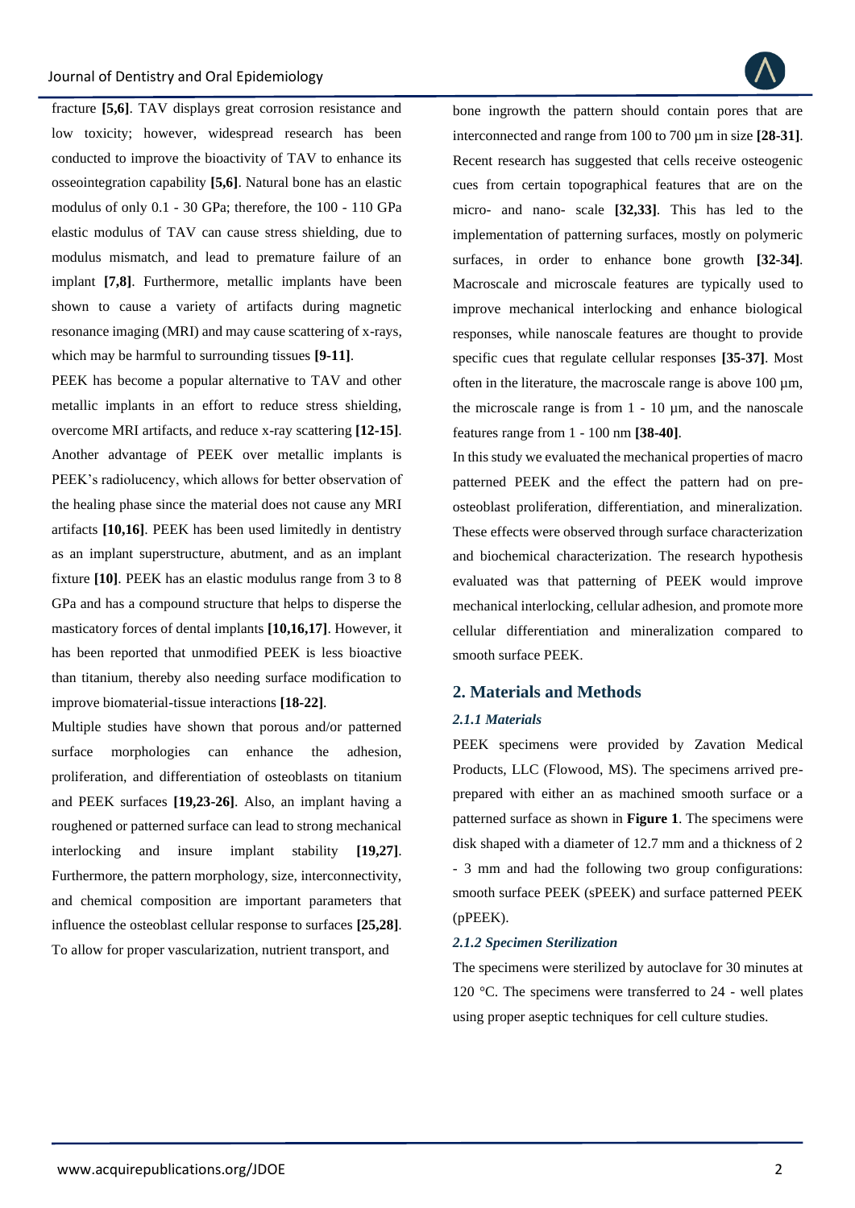fracture **[5,6]**. TAV displays great corrosion resistance and low toxicity; however, widespread research has been conducted to improve the bioactivity of TAV to enhance its osseointegration capability **[5,6]**. Natural bone has an elastic modulus of only 0.1 - 30 GPa; therefore, the 100 - 110 GPa elastic modulus of TAV can cause stress shielding, due to modulus mismatch, and lead to premature failure of an implant **[7,8]**. Furthermore, metallic implants have been shown to cause a variety of artifacts during magnetic resonance imaging (MRI) and may cause scattering of x-rays, which may be harmful to surrounding tissues **[9-11]**.

PEEK has become a popular alternative to TAV and other metallic implants in an effort to reduce stress shielding, overcome MRI artifacts, and reduce x-ray scattering **[12-15]**. Another advantage of PEEK over metallic implants is PEEK's radiolucency, which allows for better observation of the healing phase since the material does not cause any MRI artifacts **[10,16]**. PEEK has been used limitedly in dentistry as an implant superstructure, abutment, and as an implant fixture **[10]**. PEEK has an elastic modulus range from 3 to 8 GPa and has a compound structure that helps to disperse the masticatory forces of dental implants **[10,16,17]**. However, it has been reported that unmodified PEEK is less bioactive than titanium, thereby also needing surface modification to improve biomaterial-tissue interactions **[18-22]**.

Multiple studies have shown that porous and/or patterned surface morphologies can enhance the adhesion, proliferation, and differentiation of osteoblasts on titanium and PEEK surfaces **[19,23-26]**. Also, an implant having a roughened or patterned surface can lead to strong mechanical interlocking and insure implant stability **[19,27]**. Furthermore, the pattern morphology, size, interconnectivity, and chemical composition are important parameters that influence the osteoblast cellular response to surfaces **[25,28]**. To allow for proper vascularization, nutrient transport, and bone ingrowth the pattern should contain pores that are interconnected and range from 100 to 700 µm in size **[28-31]**. Recent research has suggested that cells receive osteogenic cues from certain topographical features that are on the micro- and nano- scale **[32,33]**. This has led to the implementation of patterning surfaces, mostly on polymeric surfaces, in order to enhance bone growth **[32-34]**. Macroscale and microscale features are typically used to improve mechanical interlocking and enhance biological responses, while nanoscale features are thought to provide specific cues that regulate cellular responses **[35-37]**. Most often in the literature, the macroscale range is above 100 µm, the microscale range is from 1 - 10 µm, and the nanoscale features range from 1 - 100 nm **[38-40]**.

In this study we evaluated the mechanical properties of macro patterned PEEK and the effect the pattern had on pre-osteoblast proliferation, differentiation, and mineralization. These effects were observed through surface characterization and biochemical characterization. The research hypothesis evaluated was that patterning of PEEK would improve mechanical interlocking, cellular adhesion, and promote more cellular differentiation and mineralization compared to smooth surface PEEK.

## 2. Materials and Methods

### *2.1.1 Materials*

PEEK specimens were provided by Zavation Medical Products, LLC (Flowood, MS). The specimens arrived pre-prepared with either an as machined smooth surface or a patterned surface as shown in **Figure 1**. The specimens were disk shaped with a diameter of 12.7 mm and a thickness of 2 - 3 mm and had the following two group configurations: smooth surface PEEK (sPEEK) and surface patterned PEEK (pPEEK).

### *2.1.2 Specimen Sterilization*

The specimens were sterilized by autoclave for 30 minutes at 120 °C. The specimens were transferred to 24 - well plates using proper aseptic techniques for cell culture studies.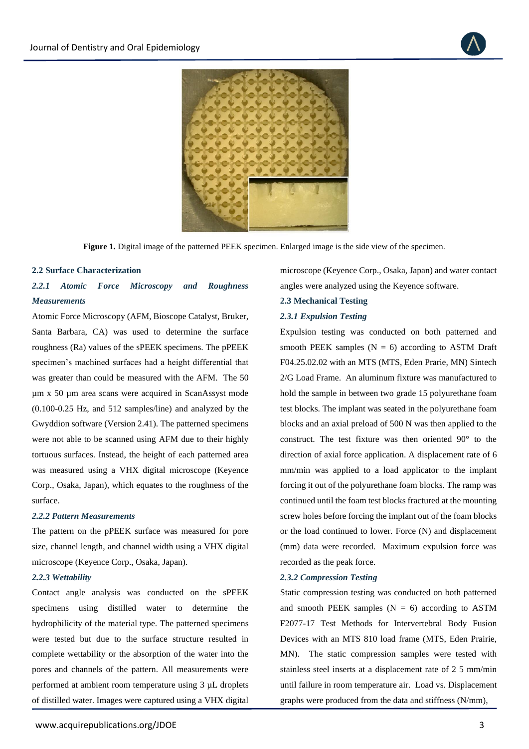**Figure 1.** Digital image of the patterned PEEK specimen. Enlarged image is the side view of the specimen.

### 2.2 Surface Characterization

#### *2.2.1 Atomic Force Microscopy and Roughness Measurements*

Atomic Force Microscopy (AFM, Bioscope Catalyst, Bruker, Santa Barbara, CA) was used to determine the surface roughness (Ra) values of the sPEEK specimens. The pPEEK specimen's machined surfaces had a height differential that was greater than could be measured with the AFM. The 50 µm x 50 µm area scans were acquired in ScanAssyst mode (0.100-0.25 Hz, and 512 samples/line) and analyzed by the Gwyddion software (Version 2.41). The patterned specimens were not able to be scanned using AFM due to their highly tortuous surfaces. Instead, the height of each patterned area was measured using a VHX digital microscope (Keyence Corp., Osaka, Japan), which equates to the roughness of the surface.

#### *2.2.2 Pattern Measurements*

The pattern on the pPEEK surface was measured for pore size, channel length, and channel width using a VHX digital microscope (Keyence Corp., Osaka, Japan).

#### *2.2.3 Wettability*

Contact angle analysis was conducted on the sPEEK specimens using distilled water to determine the hydrophilicity of the material type. The patterned specimens were tested but due to the surface structure resulted in complete wettability or the absorption of the water into the pores and channels of the pattern. All measurements were performed at ambient room temperature using 3 µL droplets of distilled water. Images were captured using a VHX digital microscope (Keyence Corp., Osaka, Japan) and water contact angles were analyzed using the Keyence software.

### 2.3 Mechanical Testing

#### *2.3.1 Expulsion Testing*

Expulsion testing was conducted on both patterned and smooth PEEK samples (N = 6) according to ASTM Draft F04.25.02.02 with an MTS (MTS, Eden Prarie, MN) Sintech 2/G Load Frame. An aluminum fixture was manufactured to hold the sample in between two grade 15 polyurethane foam test blocks. The implant was seated in the polyurethane foam blocks and an axial preload of 500 N was then applied to the construct. The test fixture was then oriented 90° to the direction of axial force application. A displacement rate of 6 mm/min was applied to a load applicator to the implant forcing it out of the polyurethane foam blocks. The ramp was continued until the foam test blocks fractured at the mounting screw holes before forcing the implant out of the foam blocks or the load continued to lower. Force (N) and displacement (mm) data were recorded. Maximum expulsion force was recorded as the peak force.

#### *2.3.2 Compression Testing*

Static compression testing was conducted on both patterned and smooth PEEK samples (N = 6) according to ASTM F2077-17 Test Methods for Intervertebral Body Fusion Devices with an MTS 810 load frame (MTS, Eden Prairie, MN). The static compression samples were tested with stainless steel inserts at a displacement rate of 2 5 mm/min until failure in room temperature air. Load vs. Displacement graphs were produced from the data and stiffness (N/mm),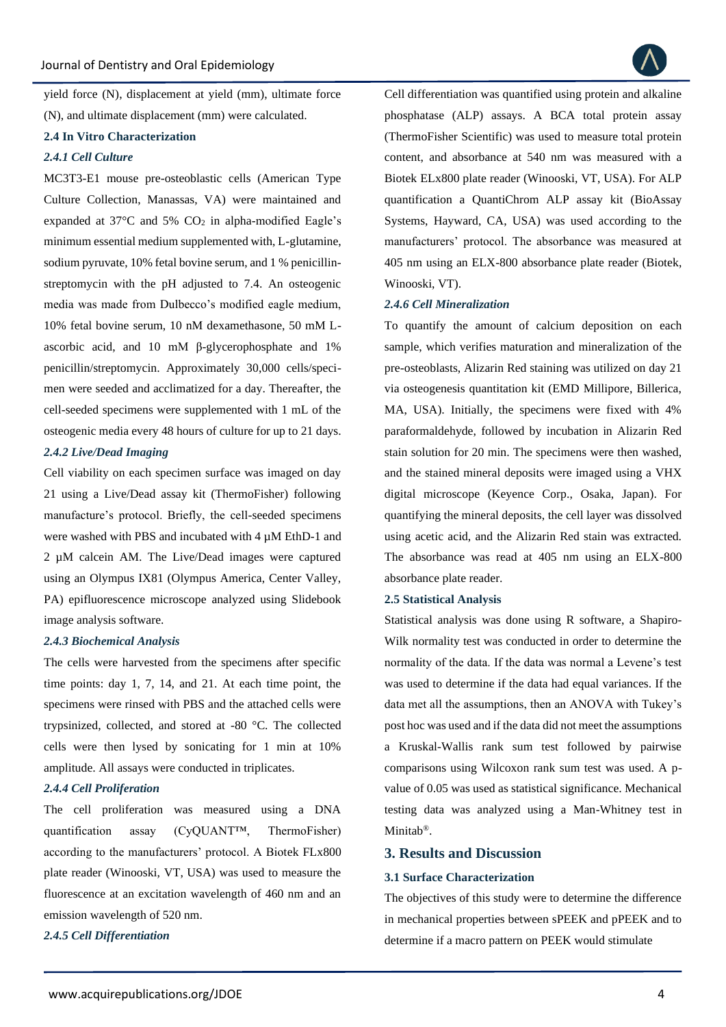yield force (N), displacement at yield (mm), ultimate force (N), and ultimate displacement (mm) were calculated.

### 2.4 In Vitro Characterization

#### *2.4.1 Cell Culture*

MC3T3-E1 mouse pre-osteoblastic cells (American Type Culture Collection, Manassas, VA) were maintained and expanded at 37°C and 5% $CO_2$ in alpha-modified Eagle's minimum essential medium supplemented with, L-glutamine, sodium pyruvate, 10% fetal bovine serum, and 1 % penicillin-streptomycin with the pH adjusted to 7.4. An osteogenic media was made from Dulbecco's modified eagle medium, 10% fetal bovine serum, 10 nM dexamethasone, 50 mM L-ascorbic acid, and 10 mM β-glycerophosphate and 1% penicillin/streptomycin. Approximately 30,000 cells/specimen were seeded and acclimatized for a day. Thereafter, the cell-seeded specimens were supplemented with 1 mL of the osteogenic media every 48 hours of culture for up to 21 days.

#### *2.4.2 Live/Dead Imaging*

Cell viability on each specimen surface was imaged on day 21 using a Live/Dead assay kit (ThermoFisher) following manufacture's protocol. Briefly, the cell-seeded specimens were washed with PBS and incubated with 4 µM EthD-1 and 2 µM calcein AM. The Live/Dead images were captured using an Olympus IX81 (Olympus America, Center Valley, PA) epifluorescence microscope analyzed using Slidebook image analysis software.

#### *2.4.3 Biochemical Analysis*

The cells were harvested from the specimens after specific time points: day 1, 7, 14, and 21. At each time point, the specimens were rinsed with PBS and the attached cells were trypsinized, collected, and stored at -80 °C. The collected cells were then lysed by sonicating for 1 min at 10% amplitude. All assays were conducted in triplicates.

#### *2.4.4 Cell Proliferation*

The cell proliferation was measured using a DNA quantification assay (CyQUANT™, ThermoFisher) according to the manufacturers' protocol. A Biotek FLx800 plate reader (Winooski, VT, USA) was used to measure the fluorescence at an excitation wavelength of 460 nm and an emission wavelength of 520 nm.

#### *2.4.5 Cell Differentiation*

Cell differentiation was quantified using protein and alkaline phosphatase (ALP) assays. A BCA total protein assay (ThermoFisher Scientific) was used to measure total protein content, and absorbance at 540 nm was measured with a Biotek ELx800 plate reader (Winooski, VT, USA). For ALP quantification a QuantiChrom ALP assay kit (BioAssay Systems, Hayward, CA, USA) was used according to the manufacturers' protocol. The absorbance was measured at 405 nm using an ELX-800 absorbance plate reader (Biotek, Winooski, VT).

#### *2.4.6 Cell Mineralization*

To quantify the amount of calcium deposition on each sample, which verifies maturation and mineralization of the pre-osteoblasts, Alizarin Red staining was utilized on day 21 via osteogenesis quantitation kit (EMD Millipore, Billerica, MA, USA). Initially, the specimens were fixed with 4% paraformaldehyde, followed by incubation in Alizarin Red stain solution for 20 min. The specimens were then washed, and the stained mineral deposits were imaged using a VHX digital microscope (Keyence Corp., Osaka, Japan). For quantifying the mineral deposits, the cell layer was dissolved using acetic acid, and the Alizarin Red stain was extracted. The absorbance was read at 405 nm using an ELX-800 absorbance plate reader.

### 2.5 Statistical Analysis

Statistical analysis was done using R software, a Shapiro-Wilk normality test was conducted in order to determine the normality of the data. If the data was normal a Levene's test was used to determine if the data had equal variances. If the data met all the assumptions, then an ANOVA with Tukey's post hoc was used and if the data did not meet the assumptions a Kruskal-Wallis rank sum test followed by pairwise comparisons using Wilcoxon rank sum test was used. A p-value of 0.05 was used as statistical significance. Mechanical testing data was analyzed using a Man-Whitney test in Minitab®.

## 3. Results and Discussion

### 3.1 Surface Characterization

The objectives of this study were to determine the difference in mechanical properties between sPEEK and pPEEK and to determine if a macro pattern on PEEK would stimulate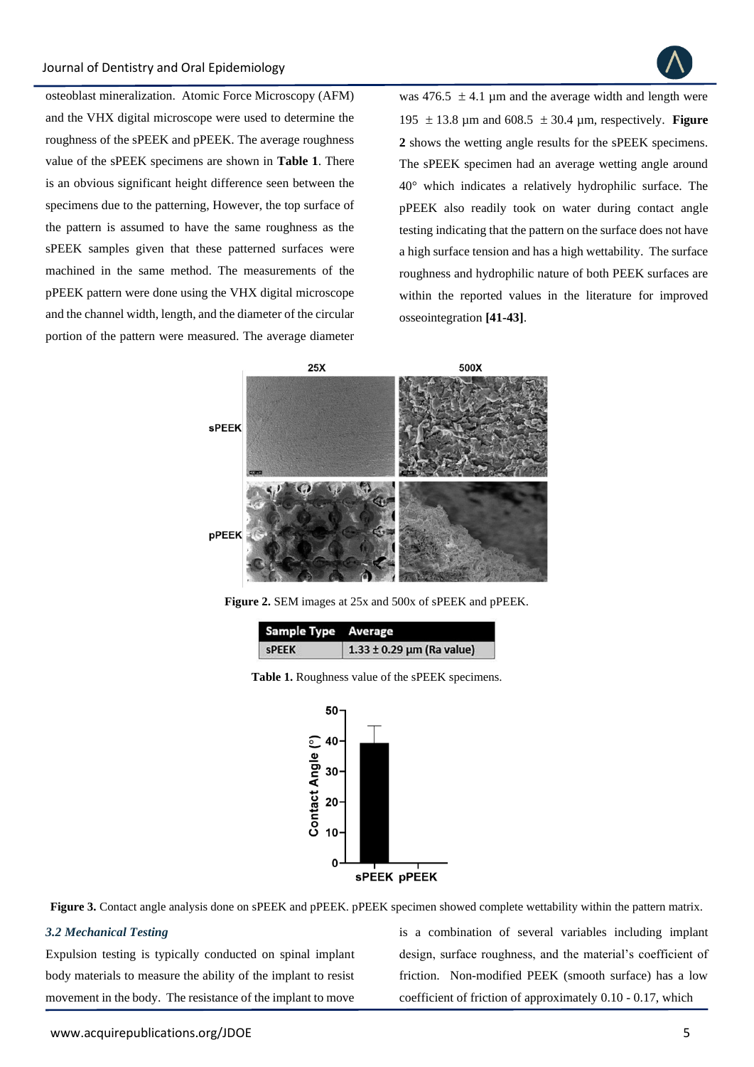osteoblast mineralization. Atomic Force Microscopy (AFM) and the VHX digital microscope were used to determine the roughness of the sPEEK and pPEEK. The average roughness value of the sPEEK specimens are shown in **Table 1**. There is an obvious significant height difference seen between the specimens due to the patterning, However, the top surface of the pattern is assumed to have the same roughness as the sPEEK samples given that these patterned surfaces were machined in the same method. The measurements of the pPEEK pattern were done using the VHX digital microscope and the channel width, length, and the diameter of the circular portion of the pattern were measured. The average diameter was 476.5 ± 4.1 µm and the average width and length were 195 ± 13.8 µm and 608.5 ± 30.4 µm, respectively. **Figure 2** shows the wetting angle results for the sPEEK specimens. The sPEEK specimen had an average wetting angle around 40° which indicates a relatively hydrophilic surface. The pPEEK also readily took on water during contact angle testing indicating that the pattern on the surface does not have a high surface tension and has a high wettability. The surface roughness and hydrophilic nature of both PEEK surfaces are within the reported values in the literature for improved osseointegration **[41-43]**.

**Figure 2.** SEM images at 25x and 500x of sPEEK and pPEEK.

| Sample Type | Average |
|---|---|
| sPEEK | 1.33 ± 0.29 µm (Ra value) |

**Table 1.** Roughness value of the sPEEK specimens.

**Figure 3.** Contact angle analysis done on sPEEK and pPEEK. pPEEK specimen showed complete wettability within the pattern matrix.

### *3.2 Mechanical Testing*

Expulsion testing is typically conducted on spinal implant body materials to measure the ability of the implant to resist movement in the body. The resistance of the implant to move is a combination of several variables including implant design, surface roughness, and the material's coefficient of friction. Non-modified PEEK (smooth surface) has a low coefficient of friction of approximately 0.10 - 0.17, which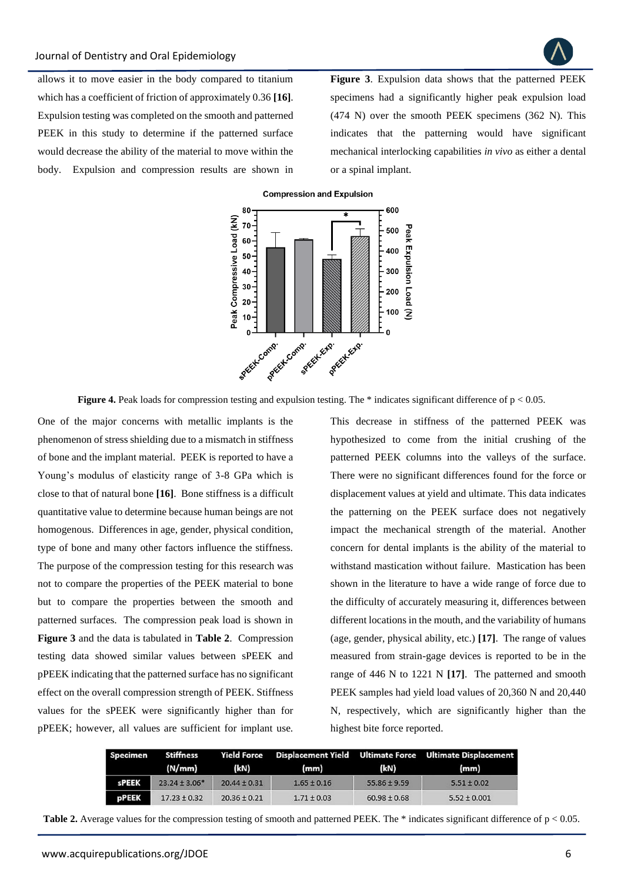allows it to move easier in the body compared to titanium which has a coefficient of friction of approximately 0.36 **[16]**. Expulsion testing was completed on the smooth and patterned PEEK in this study to determine if the patterned surface would decrease the ability of the material to move within the body. Expulsion and compression results are shown in **Figure 3**. Expulsion data shows that the patterned PEEK specimens had a significantly higher peak expulsion load (474 N) over the smooth PEEK specimens (362 N). This indicates that the patterning would have significant mechanical interlocking capabilities *in vivo* as either a dental or a spinal implant.

**Figure 4.** Peak loads for compression testing and expulsion testing. The * indicates significant difference of $p < 0.05$.

One of the major concerns with metallic implants is the phenomenon of stress shielding due to a mismatch in stiffness of bone and the implant material. PEEK is reported to have a Young's modulus of elasticity range of 3-8 GPa which is close to that of natural bone **[16]**. Bone stiffness is a difficult quantitative value to determine because human beings are not homogenous. Differences in age, gender, physical condition, type of bone and many other factors influence the stiffness. The purpose of the compression testing for this research was not to compare the properties of the PEEK material to bone but to compare the properties between the smooth and patterned surfaces. The compression peak load is shown in **Figure 3** and the data is tabulated in **Table 2**. Compression testing data showed similar values between sPEEK and pPEEK indicating that the patterned surface has no significant effect on the overall compression strength of PEEK. Stiffness values for the sPEEK were significantly higher than for pPEEK; however, all values are sufficient for implant use. This decrease in stiffness of the patterned PEEK was hypothesized to come from the initial crushing of the patterned PEEK columns into the valleys of the surface. There were no significant differences found for the force or displacement values at yield and ultimate. This data indicates the patterning on the PEEK surface does not negatively impact the mechanical strength of the material. Another concern for dental implants is the ability of the material to withstand mastication without failure. Mastication has been shown in the literature to have a wide range of force due to the difficulty of accurately measuring it, differences between different locations in the mouth, and the variability of humans (age, gender, physical ability, etc.) **[17]**. The range of values measured from strain-gage devices is reported to be in the range of 446 N to 1221 N **[17]**. The patterned and smooth PEEK samples had yield load values of 20,360 N and 20,440 N, respectively, which are significantly higher than the highest bite force reported.

| Specimen | Stiffness (N/mm) | Yield Force (kN) | Displacement Yield (mm) | Ultimate Force (kN) | Ultimate Displacement (mm) |
|---|---|---|---|---|---|
| sPEEK | 23.24 ± 3.06* | 20.44 ± 0.31 | 1.65 ± 0.16 | 55.86 ± 9.59 | 5.51 ± 0.02 |
| pPEEK | 17.23 ± 0.32 | 20.36 ± 0.21 | 1.71 ± 0.03 | 60.98 ± 0.68 | 5.52 ± 0.001 |

**Table 2.** Average values for the compression testing of smooth and patterned PEEK. The * indicates significant difference of $p < 0.05$.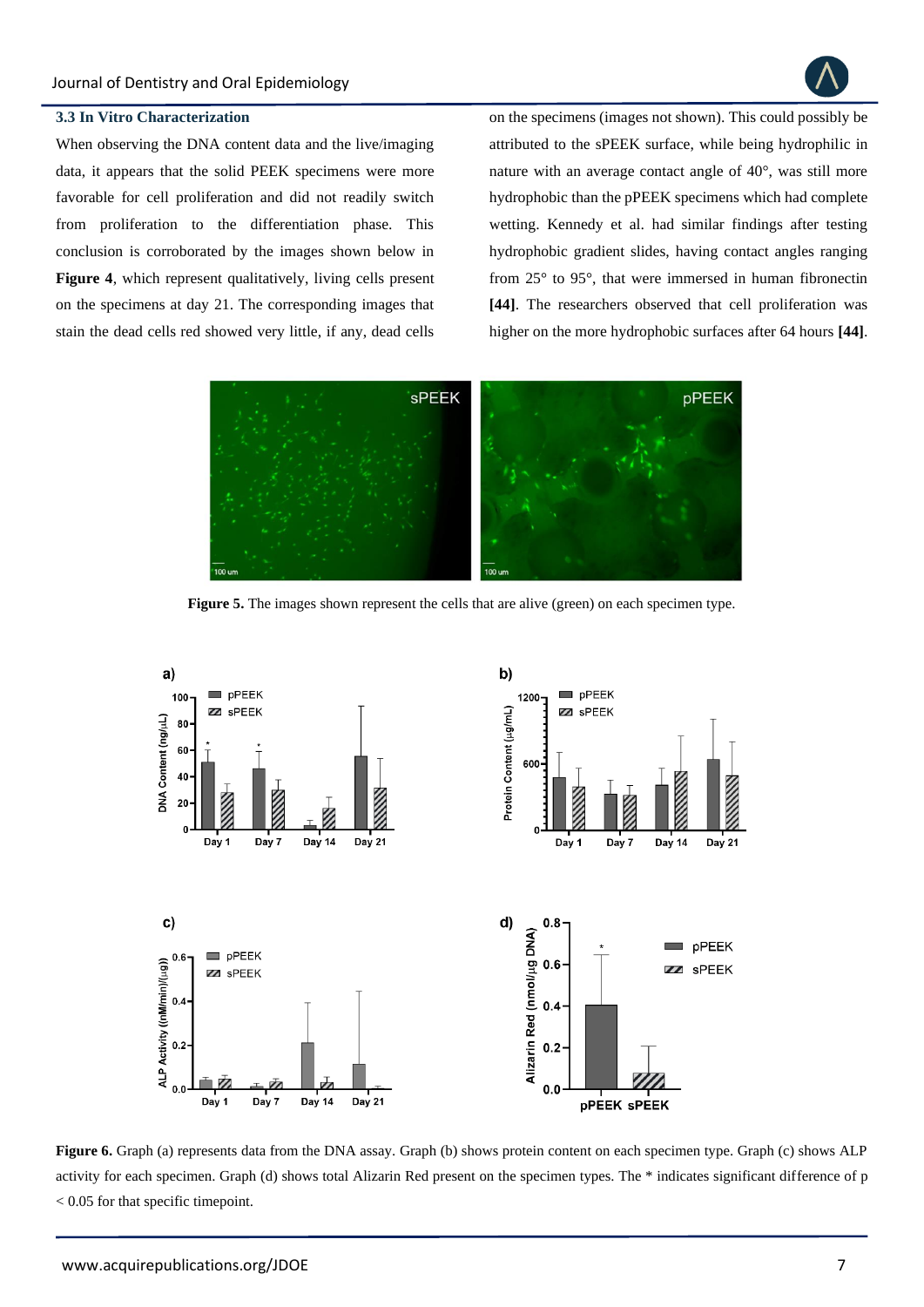### 3.3 In Vitro Characterization

When observing the DNA content data and the live/imaging data, it appears that the solid PEEK specimens were more favorable for cell proliferation and did not readily switch from proliferation to the differentiation phase. This conclusion is corroborated by the images shown below in **Figure 4**, which represent qualitatively, living cells present on the specimens at day 21. The corresponding images that stain the dead cells red showed very little, if any, dead cells on the specimens (images not shown). This could possibly be attributed to the sPEEK surface, while being hydrophilic in nature with an average contact angle of 40°, was still more hydrophobic than the pPEEK specimens which had complete wetting. Kennedy et al. had similar findings after testing hydrophobic gradient slides, having contact angles ranging from 25° to 95°, that were immersed in human fibronectin **[44]**. The researchers observed that cell proliferation was higher on the more hydrophobic surfaces after 64 hours **[44]**.

**Figure 5.** The images shown represent the cells that are alive (green) on each specimen type.

**Figure 6.** Graph (a) represents data from the DNA assay. Graph (b) shows protein content on each specimen type. Graph (c) shows ALP activity for each specimen. Graph (d) shows total Alizarin Red present on the specimen types. The * indicates significant difference of $p < 0.05$ for that specific timepoint.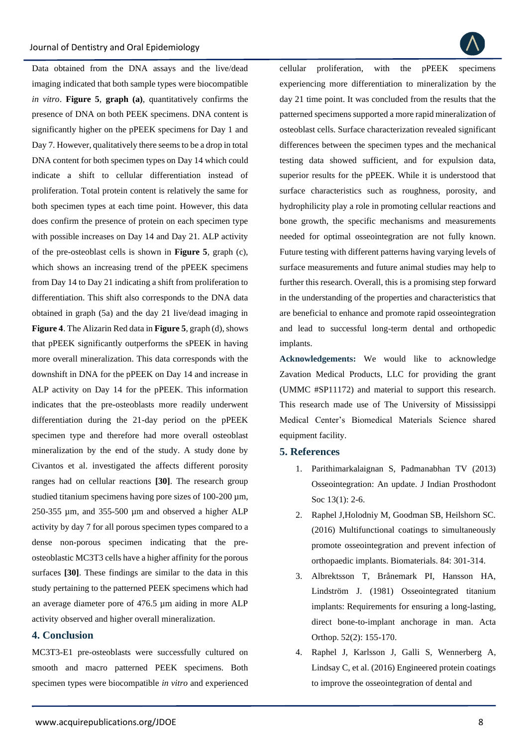Data obtained from the DNA assays and the live/dead imaging indicated that both sample types were biocompatible *in vitro*. **Figure 5**, **graph (a)**, quantitatively confirms the presence of DNA on both PEEK specimens. DNA content is significantly higher on the pPEEK specimens for Day 1 and Day 7. However, qualitatively there seems to be a drop in total DNA content for both specimen types on Day 14 which could indicate a shift to cellular differentiation instead of proliferation. Total protein content is relatively the same for both specimen types at each time point. However, this data does confirm the presence of protein on each specimen type with possible increases on Day 14 and Day 21. ALP activity of the pre-osteoblast cells is shown in **Figure 5**, graph (c), which shows an increasing trend of the pPEEK specimens from Day 14 to Day 21 indicating a shift from proliferation to differentiation. This shift also corresponds to the DNA data obtained in graph (5a) and the day 21 live/dead imaging in **Figure 4**. The Alizarin Red data in **Figure 5**, graph (d), shows that pPEEK significantly outperforms the sPEEK in having more overall mineralization. This data corresponds with the downshift in DNA for the pPEEK on Day 14 and increase in ALP activity on Day 14 for the pPEEK. This information indicates that the pre-osteoblasts more readily underwent differentiation during the 21-day period on the pPEEK specimen type and therefore had more overall osteoblast mineralization by the end of the study. A study done by Civantos et al. investigated the affects different porosity ranges had on cellular reactions **[30]**. The research group studied titanium specimens having pore sizes of 100-200 µm, 250-355 µm, and 355-500 µm and observed a higher ALP activity by day 7 for all porous specimen types compared to a dense non-porous specimen indicating that the pre-osteoblastic MC3T3 cells have a higher affinity for the porous surfaces **[30]**. These findings are similar to the data in this study pertaining to the patterned PEEK specimens which had an average diameter pore of 476.5 µm aiding in more ALP activity observed and higher overall mineralization.

## 4. Conclusion

MC3T3-E1 pre-osteoblasts were successfully cultured on smooth and macro patterned PEEK specimens. Both specimen types were biocompatible *in vitro* and experienced cellular proliferation, with the pPEEK specimens experiencing more differentiation to mineralization by the day 21 time point. It was concluded from the results that the patterned specimens supported a more rapid mineralization of osteoblast cells. Surface characterization revealed significant differences between the specimen types and the mechanical testing data showed sufficient, and for expulsion data, superior results for the pPEEK. While it is understood that surface characteristics such as roughness, porosity, and hydrophilicity play a role in promoting cellular reactions and bone growth, the specific mechanisms and measurements needed for optimal osseointegration are not fully known. Future testing with different patterns having varying levels of surface measurements and future animal studies may help to further this research. Overall, this is a promising step forward in the understanding of the properties and characteristics that are beneficial to enhance and promote rapid osseointegration and lead to successful long-term dental and orthopedic implants.

**Acknowledgements:** We would like to acknowledge Zavation Medical Products, LLC for providing the grant (UMMC #SP11172) and material to support this research. This research made use of The University of Mississippi Medical Center's Biomedical Materials Science shared equipment facility.

## 5. References

1. Parithimarkalaignan S, Padmanabhan TV (2013) Osseointegration: An update. J Indian Prosthodont Soc 13(1): 2-6.
2. Raphel J,Holodniy M, Goodman SB, Heilshorn SC. (2016) Multifunctional coatings to simultaneously promote osseointegration and prevent infection of orthopaedic implants. Biomaterials. 84: 301-314.
3. Albrektsson T, Brånemark PI, Hansson HA, Lindström J. (1981) Osseointegrated titanium implants: Requirements for ensuring a long-lasting, direct bone-to-implant anchorage in man. Acta Orthop. 52(2): 155-170.
4. Raphel J, Karlsson J, Galli S, Wennerberg A, Lindsay C, et al. (2016) Engineered protein coatings to improve the osseointegration of dental and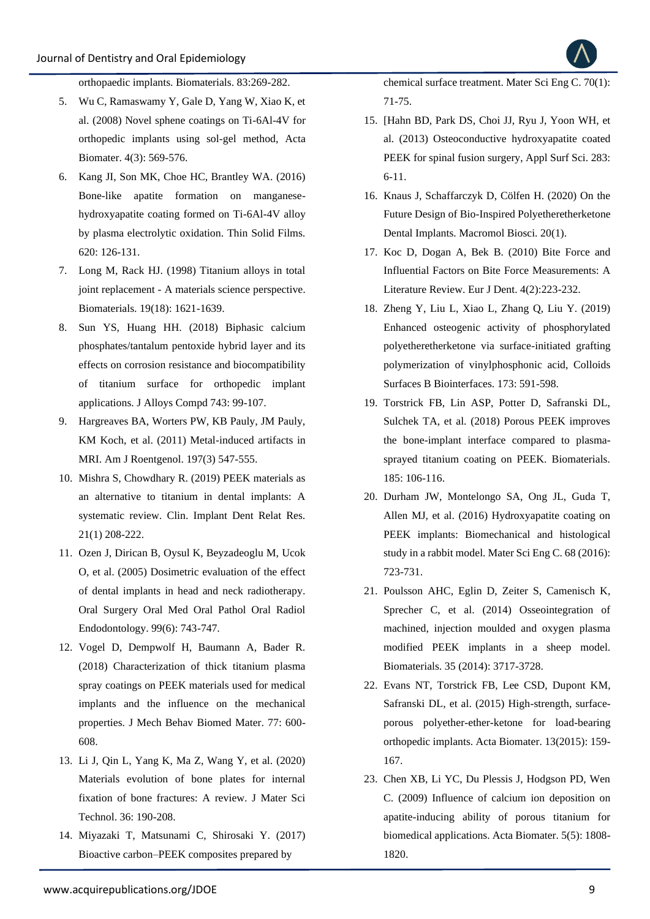orthopaedic implants. Biomaterials. 83:269-282.

5. Wu C, Ramaswamy Y, Gale D, Yang W, Xiao K, et al. (2008) Novel sphene coatings on Ti-6Al-4V for orthopedic implants using sol-gel method, Acta Biomater. 4(3): 569-576.
6. Kang JI, Son MK, Choe HC, Brantley WA. (2016) Bone-like apatite formation on manganese-hydroxyapatite coating formed on Ti-6Al-4V alloy by plasma electrolytic oxidation. Thin Solid Films. 620: 126-131.
7. Long M, Rack HJ. (1998) Titanium alloys in total joint replacement - A materials science perspective. Biomaterials. 19(18): 1621-1639.
8. Sun YS, Huang HH. (2018) Biphasic calcium phosphates/tantalum pentoxide hybrid layer and its effects on corrosion resistance and biocompatibility of titanium surface for orthopedic implant applications. J Alloys Compd 743: 99-107.
9. Hargreaves BA, Worters PW, KB Pauly, JM Pauly, KM Koch, et al. (2011) Metal-induced artifacts in MRI. Am J Roentgenol. 197(3) 547-555.
10. Mishra S, Chowdhary R. (2019) PEEK materials as an alternative to titanium in dental implants: A systematic review. Clin. Implant Dent Relat Res. 21(1) 208-222.
11. Ozen J, Dirican B, Oysul K, Beyzadeoglu M, Ucok O, et al. (2005) Dosimetric evaluation of the effect of dental implants in head and neck radiotherapy. Oral Surgery Oral Med Oral Pathol Oral Radiol Endodontology. 99(6): 743-747.
12. Vogel D, Dempwolf H, Baumann A, Bader R. (2018) Characterization of thick titanium plasma spray coatings on PEEK materials used for medical implants and the influence on the mechanical properties. J Mech Behav Biomed Mater. 77: 600-608.
13. Li J, Qin L, Yang K, Ma Z, Wang Y, et al. (2020) Materials evolution of bone plates for internal fixation of bone fractures: A review. J Mater Sci Technol. 36: 190-208.
14. Miyazaki T, Matsunami C, Shirosaki Y. (2017) Bioactive carbon–PEEK composites prepared by chemical surface treatment. Mater Sci Eng C. 70(1): 71-75.
15. [Hahn BD, Park DS, Choi JJ, Ryu J, Yoon WH, et al. (2013) Osteoconductive hydroxyapatite coated PEEK for spinal fusion surgery, Appl Surf Sci. 283: 6-11.
16. Knaus J, Schaffarczyk D, Cölfen H. (2020) On the Future Design of Bio-Inspired Polyetheretherketone Dental Implants. Macromol Biosci. 20(1).
17. Koc D, Dogan A, Bek B. (2010) Bite Force and Influential Factors on Bite Force Measurements: A Literature Review. Eur J Dent. 4(2):223-232.
18. Zheng Y, Liu L, Xiao L, Zhang Q, Liu Y. (2019) Enhanced osteogenic activity of phosphorylated polyetheretherketone via surface-initiated grafting polymerization of vinylphosphonic acid, Colloids Surfaces B Biointerfaces. 173: 591-598.
19. Torstrick FB, Lin ASP, Potter D, Safranski DL, Sulchek TA, et al. (2018) Porous PEEK improves the bone-implant interface compared to plasma-sprayed titanium coating on PEEK. Biomaterials. 185: 106-116.
20. Durham JW, Montelongo SA, Ong JL, Guda T, Allen MJ, et al. (2016) Hydroxyapatite coating on PEEK implants: Biomechanical and histological study in a rabbit model. Mater Sci Eng C. 68 (2016): 723-731.
21. Poulsson AHC, Eglin D, Zeiter S, Camenisch K, Sprecher C, et al. (2014) Osseointegration of machined, injection moulded and oxygen plasma modified PEEK implants in a sheep model. Biomaterials. 35 (2014): 3717-3728.
22. Evans NT, Torstrick FB, Lee CSD, Dupont KM, Safranski DL, et al. (2015) High-strength, surface-porous polyether-ether-ketone for load-bearing orthopedic implants. Acta Biomater. 13(2015): 159-167.
23. Chen XB, Li YC, Du Plessis J, Hodgson PD, Wen C. (2009) Influence of calcium ion deposition on apatite-inducing ability of porous titanium for biomedical applications. Acta Biomater. 5(5): 1808-1820.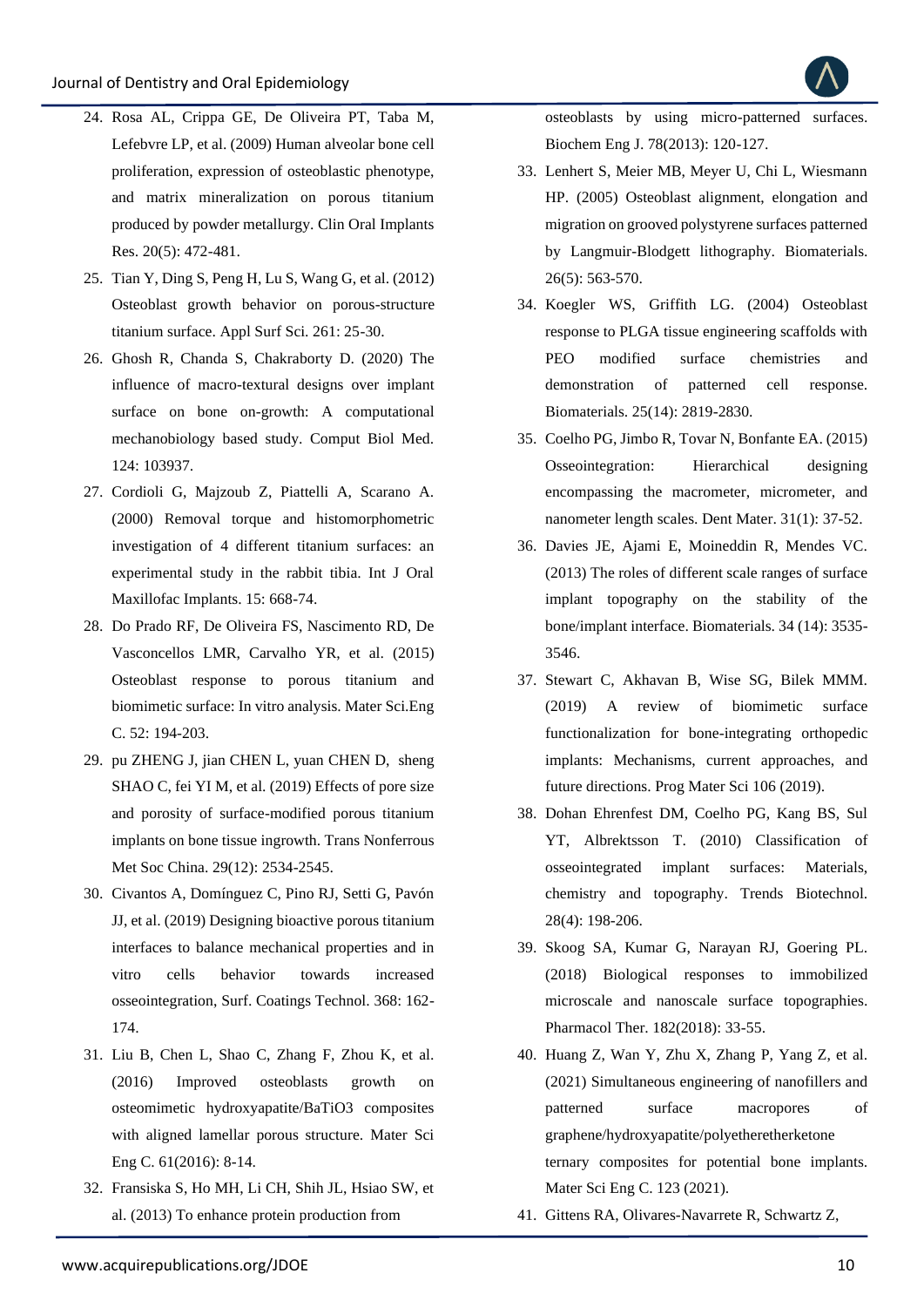24. Rosa AL, Crippa GE, De Oliveira PT, Taba M, Lefebvre LP, et al. (2009) Human alveolar bone cell proliferation, expression of osteoblastic phenotype, and matrix mineralization on porous titanium produced by powder metallurgy. Clin Oral Implants Res. 20(5): 472-481.
25. Tian Y, Ding S, Peng H, Lu S, Wang G, et al. (2012) Osteoblast growth behavior on porous-structure titanium surface. Appl Surf Sci. 261: 25-30.
26. Ghosh R, Chanda S, Chakraborty D. (2020) The influence of macro-textural designs over implant surface on bone on-growth: A computational mechanobiology based study. Comput Biol Med. 124: 103937.
27. Cordioli G, Majzoub Z, Piattelli A, Scarano A. (2000) Removal torque and histomorphometric investigation of 4 different titanium surfaces: an experimental study in the rabbit tibia. Int J Oral Maxillofac Implants. 15: 668-74.
28. Do Prado RF, De Oliveira FS, Nascimento RD, De Vasconcellos LMR, Carvalho YR, et al. (2015) Osteoblast response to porous titanium and biomimetic surface: In vitro analysis. Mater Sci.Eng C. 52: 194-203.
29. pu ZHENG J, jian CHEN L, yuan CHEN D, sheng SHAO C, fei YI M, et al. (2019) Effects of pore size and porosity of surface-modified porous titanium implants on bone tissue ingrowth. Trans Nonferrous Met Soc China. 29(12): 2534-2545.
30. Civantos A, Domínguez C, Pino RJ, Setti G, Pavón JJ, et al. (2019) Designing bioactive porous titanium interfaces to balance mechanical properties and in vitro cells behavior towards increased osseointegration, Surf. Coatings Technol. 368: 162-174.
31. Liu B, Chen L, Shao C, Zhang F, Zhou K, et al. (2016) Improved osteoblasts growth on osteomimetic hydroxyapatite/BaTiO3 composites with aligned lamellar porous structure. Mater Sci Eng C. 61(2016): 8-14.
32. Fransiska S, Ho MH, Li CH, Shih JL, Hsiao SW, et al. (2013) To enhance protein production from osteoblasts by using micro-patterned surfaces. Biochem Eng J. 78(2013): 120-127.
33. Lenhert S, Meier MB, Meyer U, Chi L, Wiesmann HP. (2005) Osteoblast alignment, elongation and migration on grooved polystyrene surfaces patterned by Langmuir-Blodgett lithography. Biomaterials. 26(5): 563-570.
34. Koegler WS, Griffith LG. (2004) Osteoblast response to PLGA tissue engineering scaffolds with PEO modified surface chemistries and demonstration of patterned cell response. Biomaterials. 25(14): 2819-2830.
35. Coelho PG, Jimbo R, Tovar N, Bonfante EA. (2015) Osseointegration: Hierarchical designing encompassing the macrometer, micrometer, and nanometer length scales. Dent Mater. 31(1): 37-52.
36. Davies JE, Ajami E, Moineddin R, Mendes VC. (2013) The roles of different scale ranges of surface implant topography on the stability of the bone/implant interface. Biomaterials. 34 (14): 3535-3546.
37. Stewart C, Akhavan B, Wise SG, Bilek MMM. (2019) A review of biomimetic surface functionalization for bone-integrating orthopedic implants: Mechanisms, current approaches, and future directions. Prog Mater Sci 106 (2019).
38. Dohan Ehrenfest DM, Coelho PG, Kang BS, Sul YT, Albrektsson T. (2010) Classification of osseointegrated implant surfaces: Materials, chemistry and topography. Trends Biotechnol. 28(4): 198-206.
39. Skoog SA, Kumar G, Narayan RJ, Goering PL. (2018) Biological responses to immobilized microscale and nanoscale surface topographies. Pharmacol Ther. 182(2018): 33-55.
40. Huang Z, Wan Y, Zhu X, Zhang P, Yang Z, et al. (2021) Simultaneous engineering of nanofillers and patterned surface macropores of graphene/hydroxyapatite/polyetheretherketone ternary composites for potential bone implants. Mater Sci Eng C. 123 (2021).
41. Gittens RA, Olivares-Navarrete R, Schwartz Z,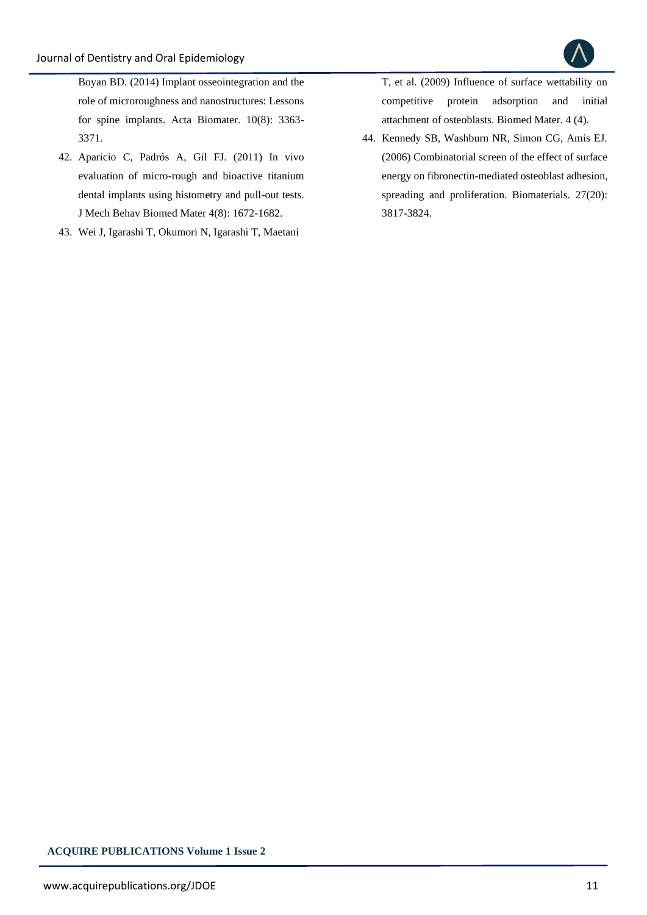Boyan BD. (2014) Implant osseointegration and the role of microroughness and nanostructures: Lessons for spine implants. Acta Biomater. 10(8): 3363-3371.

42. Aparicio C, Padrós A, Gil FJ. (2011) In vivo evaluation of micro-rough and bioactive titanium dental implants using histometry and pull-out tests. J Mech Behav Biomed Mater 4(8): 1672-1682.
43. Wei J, Igarashi T, Okumori N, Igarashi T, Maetani T, et al. (2009) Influence of surface wettability on competitive protein adsorption and initial attachment of osteoblasts. Biomed Mater. 4 (4).
44. Kennedy SB, Washburn NR, Simon CG, Amis EJ. (2006) Combinatorial screen of the effect of surface energy on fibronectin-mediated osteoblast adhesion, spreading and proliferation. Biomaterials. 27(20): 3817-3824.